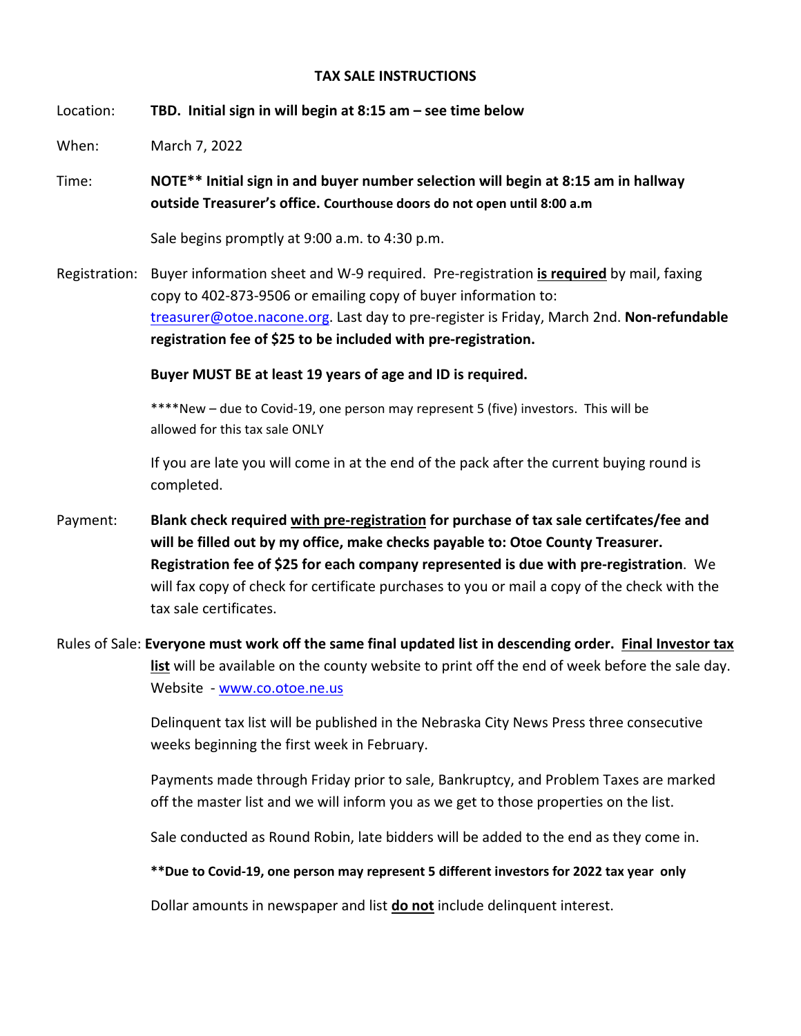# TAX SALE INSTRUCTIONS

Location: **TBD. Initial sign in will begin at 8:15 am – see time below**

When: March 7, 2022

Time: **NOTE** Initial sign in and buyer number selection will begin at 8:15 am in hallway outside Treasurer's office. Courthouse doors do not open until 8:00 a.m**

Sale begins promptly at 9:00 a.m. to 4:30 p.m.

Registration: Buyer information sheet and W-9 required. Pre-registration **<u>is required</u>** by mail, faxing copy to 402-873-9506 or emailing copy of buyer information to: treasurer@otoe.nacone.org. Last day to pre-register is Friday, March 2nd. **Non-refundable registration fee of $25 to be included with pre-registration.**

**Buyer MUST BE at least 19 years of age and ID is required.**

****New – due to Covid-19, one person may represent 5 (five) investors. This will be allowed for this tax sale ONLY

If you are late you will come in at the end of the pack after the current buying round is completed.

Payment: **Blank check required <u>with pre-registration</u> for purchase of tax sale certifcates/fee and will be filled out by my office, make checks payable to: Otoe County Treasurer. Registration fee of $25 for each company represented is due with pre-registration**. We will fax copy of check for certificate purchases to you or mail a copy of the check with the tax sale certificates.

Rules of Sale: **Everyone must work off the same final updated list in descending order. <u>Final Investor tax list</u>** will be available on the county website to print off the end of week before the sale day. Website - www.co.otoe.ne.us

Delinquent tax list will be published in the Nebraska City News Press three consecutive weeks beginning the first week in February.

Payments made through Friday prior to sale, Bankruptcy, and Problem Taxes are marked off the master list and we will inform you as we get to those properties on the list.

Sale conducted as Round Robin, late bidders will be added to the end as they come in.

****Due to Covid-19, one person may represent 5 different investors for 2022 tax year only**

Dollar amounts in newspaper and list **<u>do not</u>** include delinquent interest.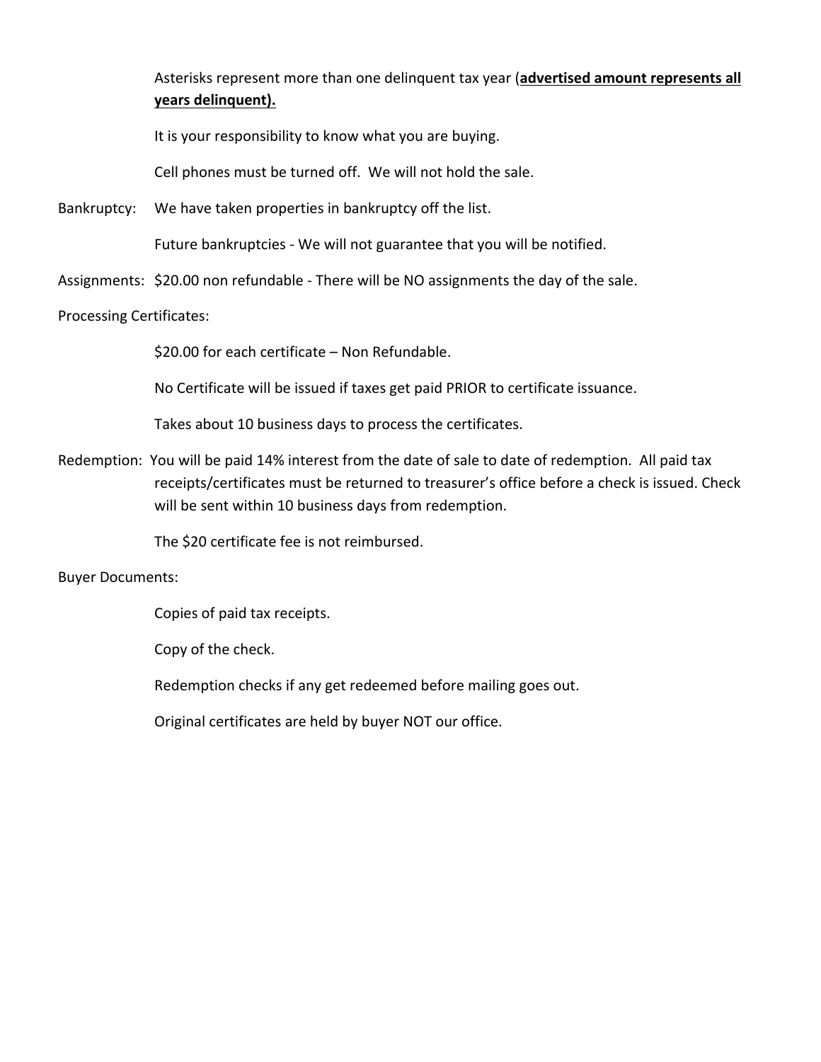Asterisks represent more than one delinquent tax year (**advertised amount represents all years delinquent).**

It is your responsibility to know what you are buying.

Cell phones must be turned off. We will not hold the sale.

Bankruptcy: We have taken properties in bankruptcy off the list.

Future bankruptcies - We will not guarantee that you will be notified.

Assignments: $20.00 non refundable - There will be NO assignments the day of the sale.

Processing Certificates:

$20.00 for each certificate – Non Refundable.

No Certificate will be issued if taxes get paid PRIOR to certificate issuance.

Takes about 10 business days to process the certificates.

Redemption: You will be paid 14% interest from the date of sale to date of redemption. All paid tax receipts/certificates must be returned to treasurer's office before a check is issued. Check will be sent within 10 business days from redemption.

The $20 certificate fee is not reimbursed.

Buyer Documents:

Copies of paid tax receipts.

Copy of the check.

Redemption checks if any get redeemed before mailing goes out.

Original certificates are held by buyer NOT our office.